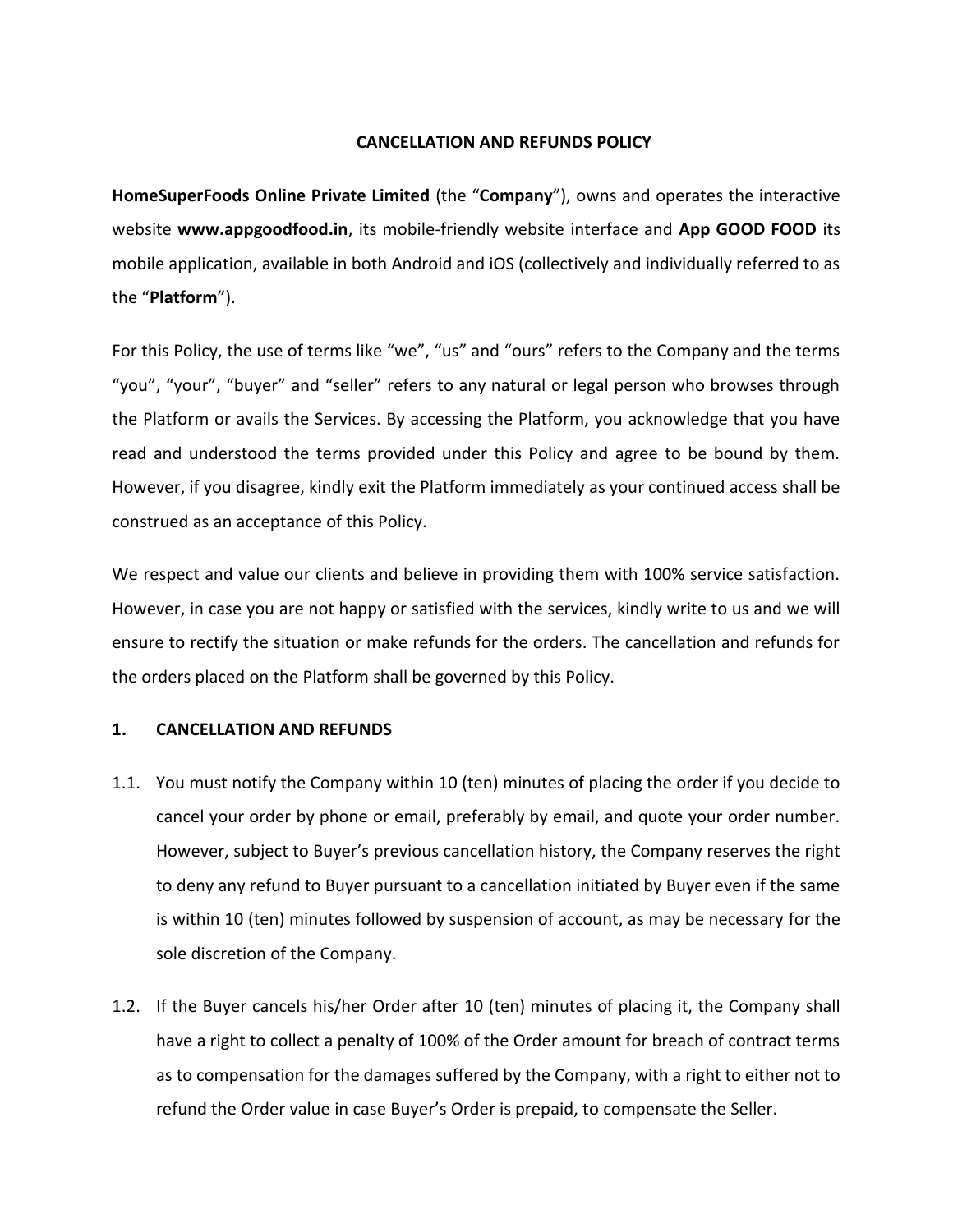# CANCELLATION AND REFUNDS POLICY

**HomeSuperFoods Online Private Limited** (the "**Company**"), owns and operates the interactive website **www.appgoodfood.in**, its mobile-friendly website interface and **App GOOD FOOD** its mobile application, available in both Android and iOS (collectively and individually referred to as the "**Platform**").

For this Policy, the use of terms like "we", "us" and "ours" refers to the Company and the terms "you", "your", "buyer" and "seller" refers to any natural or legal person who browses through the Platform or avails the Services. By accessing the Platform, you acknowledge that you have read and understood the terms provided under this Policy and agree to be bound by them. However, if you disagree, kindly exit the Platform immediately as your continued access shall be construed as an acceptance of this Policy.

We respect and value our clients and believe in providing them with 100% service satisfaction. However, in case you are not happy or satisfied with the services, kindly write to us and we will ensure to rectify the situation or make refunds for the orders. The cancellation and refunds for the orders placed on the Platform shall be governed by this Policy.

## 1. CANCELLATION AND REFUNDS

1.1. You must notify the Company within 10 (ten) minutes of placing the order if you decide to cancel your order by phone or email, preferably by email, and quote your order number. However, subject to Buyer's previous cancellation history, the Company reserves the right to deny any refund to Buyer pursuant to a cancellation initiated by Buyer even if the same is within 10 (ten) minutes followed by suspension of account, as may be necessary for the sole discretion of the Company.

1.2. If the Buyer cancels his/her Order after 10 (ten) minutes of placing it, the Company shall have a right to collect a penalty of 100% of the Order amount for breach of contract terms as to compensation for the damages suffered by the Company, with a right to either not to refund the Order value in case Buyer's Order is prepaid, to compensate the Seller.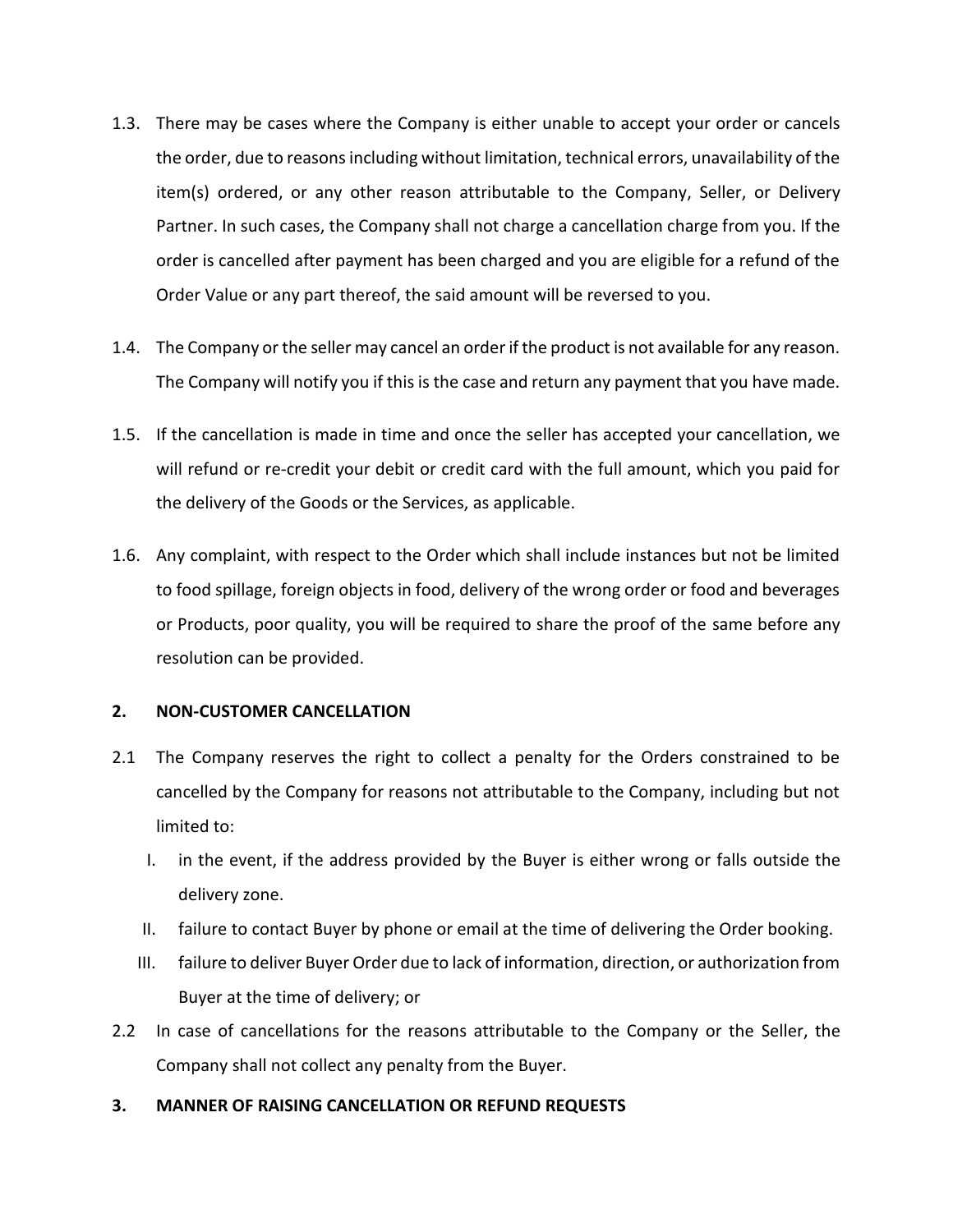1.3. There may be cases where the Company is either unable to accept your order or cancels the order, due to reasons including without limitation, technical errors, unavailability of the item(s) ordered, or any other reason attributable to the Company, Seller, or Delivery Partner. In such cases, the Company shall not charge a cancellation charge from you. If the order is cancelled after payment has been charged and you are eligible for a refund of the Order Value or any part thereof, the said amount will be reversed to you.

1.4. The Company or the seller may cancel an order if the product is not available for any reason. The Company will notify you if this is the case and return any payment that you have made.

1.5. If the cancellation is made in time and once the seller has accepted your cancellation, we will refund or re-credit your debit or credit card with the full amount, which you paid for the delivery of the Goods or the Services, as applicable.

1.6. Any complaint, with respect to the Order which shall include instances but not be limited to food spillage, foreign objects in food, delivery of the wrong order or food and beverages or Products, poor quality, you will be required to share the proof of the same before any resolution can be provided.

## 2. NON-CUSTOMER CANCELLATION

2.1 The Company reserves the right to collect a penalty for the Orders constrained to be cancelled by the Company for reasons not attributable to the Company, including but not limited to:

I. in the event, if the address provided by the Buyer is either wrong or falls outside the delivery zone.

II. failure to contact Buyer by phone or email at the time of delivering the Order booking.

III. failure to deliver Buyer Order due to lack of information, direction, or authorization from Buyer at the time of delivery; or

2.2 In case of cancellations for the reasons attributable to the Company or the Seller, the Company shall not collect any penalty from the Buyer.

## 3. MANNER OF RAISING CANCELLATION OR REFUND REQUESTS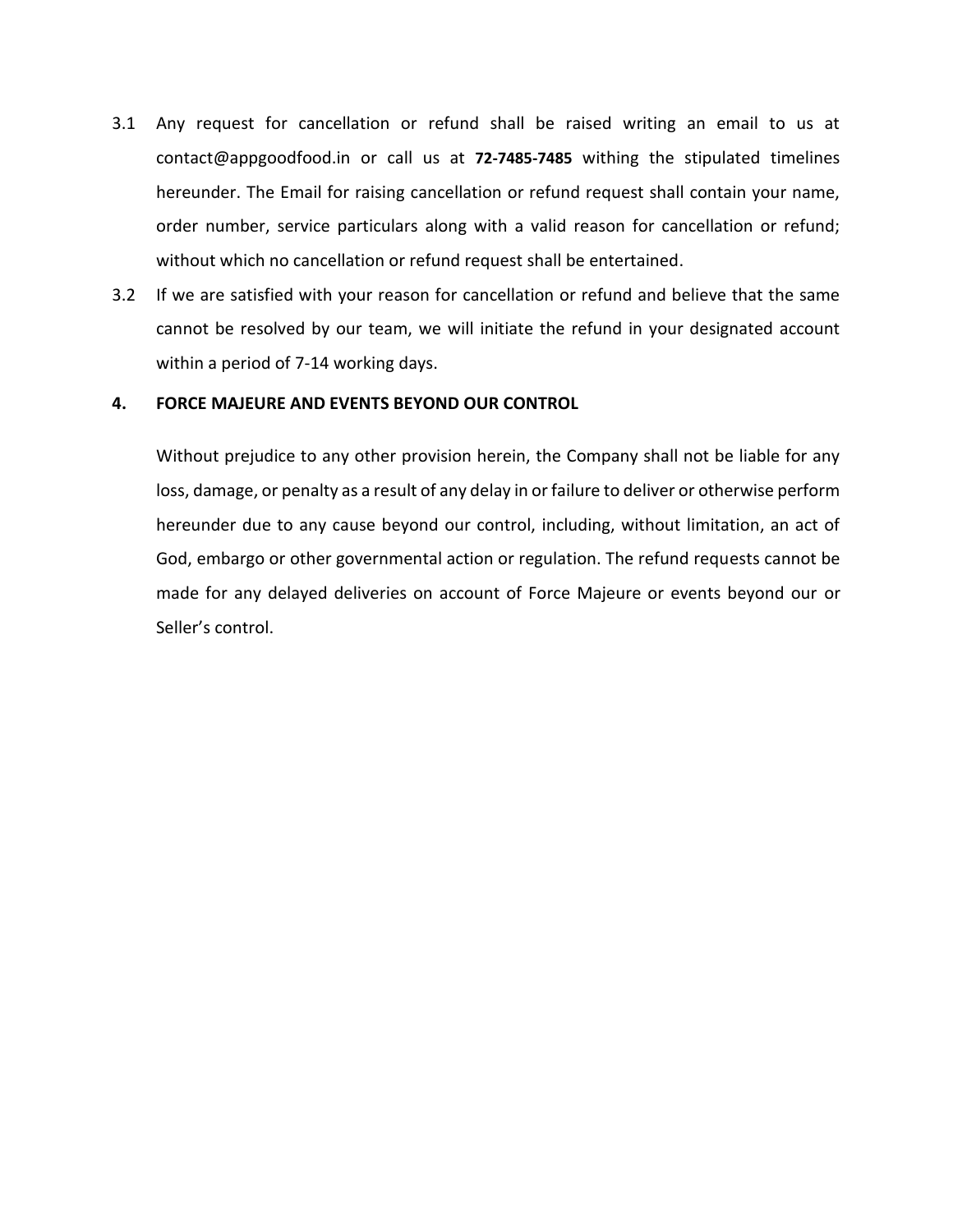3.1 Any request for cancellation or refund shall be raised writing an email to us at contact@appgoodfood.in or call us at **72-7485-7485** withing the stipulated timelines hereunder. The Email for raising cancellation or refund request shall contain your name, order number, service particulars along with a valid reason for cancellation or refund; without which no cancellation or refund request shall be entertained.

3.2 If we are satisfied with your reason for cancellation or refund and believe that the same cannot be resolved by our team, we will initiate the refund in your designated account within a period of 7-14 working days.

## 4. FORCE MAJEURE AND EVENTS BEYOND OUR CONTROL

Without prejudice to any other provision herein, the Company shall not be liable for any loss, damage, or penalty as a result of any delay in or failure to deliver or otherwise perform hereunder due to any cause beyond our control, including, without limitation, an act of God, embargo or other governmental action or regulation. The refund requests cannot be made for any delayed deliveries on account of Force Majeure or events beyond our or Seller's control.